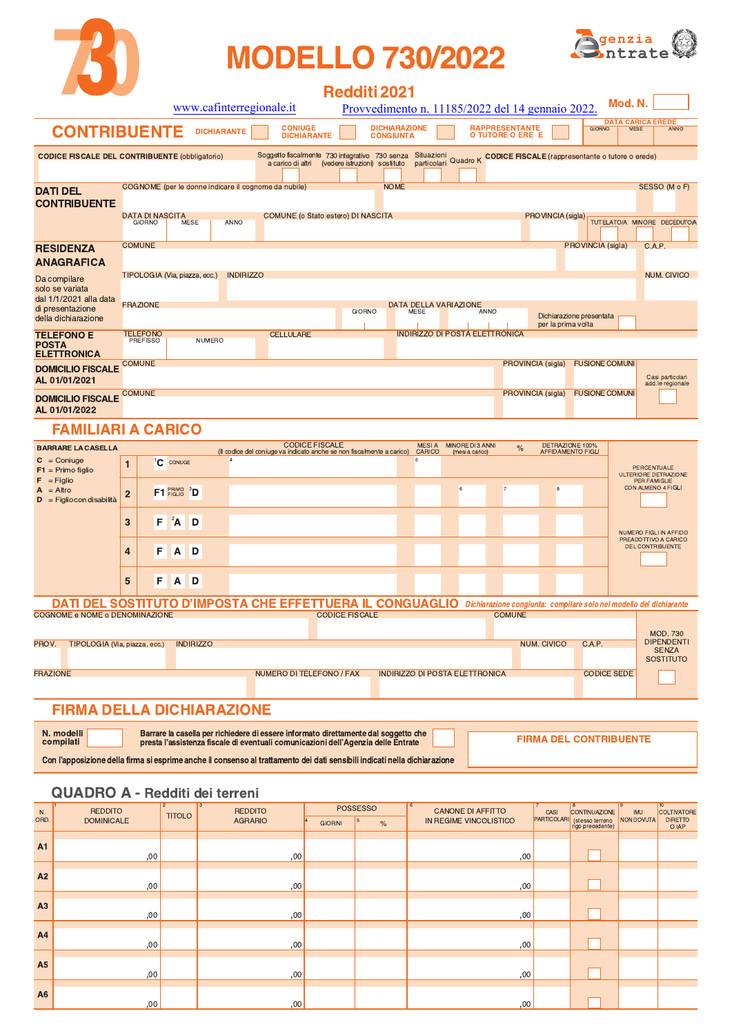# 730

# MODELLO 730/2022

Agenzia Entrate

## Redditi 2021

www.cafinterregionale.it

Provvedimento n. 11185/2022 del 14 gennaio 2022.

Mod. N.

## CONTRIBUENTE

DICHIARANTE | CONIUGE DICHIARANTE | DICHIARAZIONE CONGIUNTA | RAPPRESENTANTE O TUTORE O EREDE | DATA CARICA EREDE (GIORNO, MESE, ANNO)

CODICE FISCALE DEL CONTRIBUENTE (obbligatorio) | Soggetto fiscalmente a carico di altri | 730 integrativo (vedere istruzioni) | 730 senza sostituto | Situazioni particolari | Quadro K | CODICE FISCALE (rappresentante o tutore o erede)

**DATI DEL CONTRIBUENTE**

COGNOME (per le donne indicare il cognome da nubile) | NOME | SESSO (M o F)

DATA DI NASCITA (GIORNO, MESE, ANNO) | COMUNE (o Stato estero) DI NASCITA | PROVINCIA (sigla) | TUTELATO/A | MINORE | DECEDUTO/A

**RESIDENZA ANAGRAFICA**

Da compilare solo se variata dal 1/1/2021 alla data di presentazione della dichiarazione

COMUNE | PROVINCIA (sigla) | C.A.P.

TIPOLOGIA (Via, piazza, ecc.) | INDIRIZZO | NUM. CIVICO

FRAZIONE | DATA DELLA VARIAZIONE (GIORNO, MESE, ANNO) | Dichiarazione presentata per la prima volta

**TELEFONO E POSTA ELETTRONICA**

TELEFONO (PREFISSO, NUMERO) | CELLULARE | INDIRIZZO DI POSTA ELETTRONICA

**DOMICILIO FISCALE AL 01/01/2021**

COMUNE | PROVINCIA (sigla) | FUSIONE COMUNI | Casi particolari add.le regionale

**DOMICILIO FISCALE AL 01/01/2022**

COMUNE | PROVINCIA (sigla) | FUSIONE COMUNI

## FAMILIARI A CARICO

BARRARE LA CASELLA

- C = Coniuge
- F1 = Primo figlio
- F = Figlio
- A = Altro
- D = Figlio con disabilità

| | | CODICE FISCALE (Il codice del coniuge va indicato anche se non fiscalmente a carico) | MESI A CARICO | MINORE DI 3 ANNI (mesi a carico) | % | DETRAZIONE 100% AFFIDAMENTO FIGLI |
|---|---|---|---|---|---|---|
| 1 | C CONIUGE | | | | | |
| 2 | F1 PRIMO FIGLIO D | | | | | |
| 3 | F A D | | | | | |
| 4 | F A D | | | | | |
| 5 | F A D | | | | | |

PERCENTUALE ULTERIORE DETRAZIONE PER FAMIGLIE CON ALMENO 4 FIGLI

NUMERO FIGLI IN AFFIDO PREADOTTIVO A CARICO DEL CONTRIBUENTE

## DATI DEL SOSTITUTO D'IMPOSTA CHE EFFETTUERA IL CONGUAGLIO

*Dichiarazione congiunta: compilare solo nel modello del dichiarante*

COGNOME e NOME o DENOMINAZIONE | CODICE FISCALE | COMUNE

PROV. | TIPOLOGIA (Via, piazza, ecc.) | INDIRIZZO | NUM. CIVICO | C.A.P.

FRAZIONE | NUMERO DI TELEFONO / FAX | INDIRIZZO DI POSTA ELETTRONICA | CODICE SEDE

MOD. 730 DIPENDENTI SENZA SOSTITUTO

## FIRMA DELLA DICHIARAZIONE

N. modelli compilati

Barrare la casella per richiedere di essere informato direttamente dal soggetto che presta l'assistenza fiscale di eventuali comunicazioni dell'Agenzia delle Entrate

FIRMA DEL CONTRIBUENTE

Con l'apposizione della firma si esprime anche il consenso al trattamento dei dati sensibili indicati nella dichiarazione

## QUADRO A - Redditi dei terreni

| N. ORD. | 1 REDDITO DOMINICALE | 2 TITOLO | 3 REDDITO AGRARIO | POSSESSO 4 GIORNI | 5 % | 6 CANONE DI AFFITTO IN REGIME VINCOLISTICO | 7 CASI PARTICOLARI | 8 CONTINUAZIONE (stesso terreno rigo precedente) | 9 IMU NON DOVUTA | 10 COLTIVATORE DIRETTO O IAP |
|---|---|---|---|---|---|---|---|---|---|---|
| A1 | ,00 | | ,00 | | | ,00 | | ☐ | | |
| A2 | ,00 | | ,00 | | | ,00 | | ☐ | | |
| A3 | ,00 | | ,00 | | | ,00 | | ☐ | | |
| A4 | ,00 | | ,00 | | | ,00 | | ☐ | | |
| A5 | ,00 | | ,00 | | | ,00 | | ☐ | | |
| A6 | ,00 | | ,00 | | | ,00 | | ☐ | | |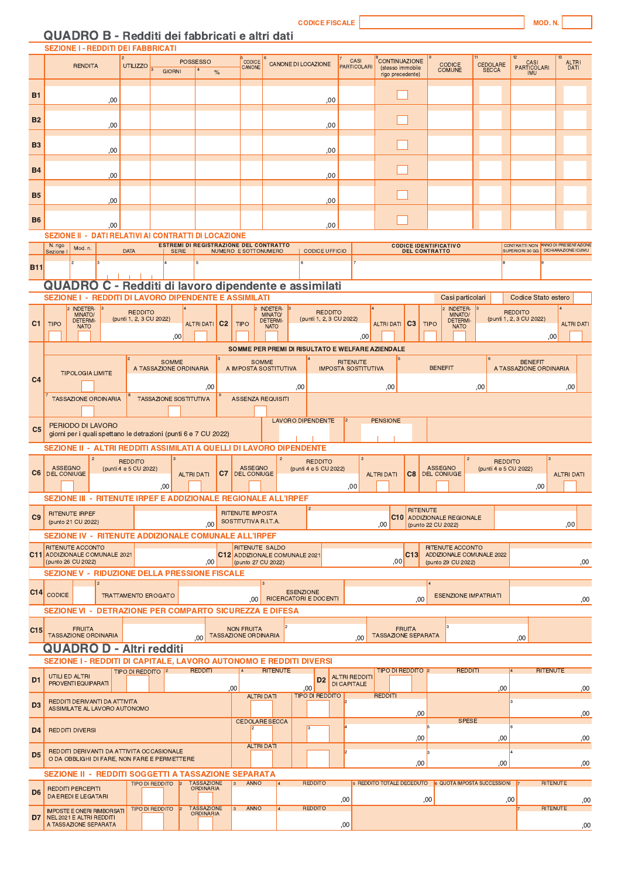CODICE FISCALE | MOD. N.

# QUADRO B - Redditi dei fabbricati e altri dati

## SEZIONE I - REDDITI DEI FABBRICATI

| | 1 RENDITA | 2 UTILIZZO | POSSESSO 3 GIORNI | 4 % | 5 CODICE CANONE | 6 CANONE DI LOCAZIONE | 7 CASI PARTICOLARI | 8 CONTINUAZIONE (stesso immobile rigo precedente) | 9 CODICE COMUNE | 11 CEDOLARE SECCA | 12 CASI PARTICOLARI IMU | 13 ALTRI DATI |
|---|---|---|---|---|---|---|---|---|---|---|---|---|
| B1 | ,00 | | | | | ,00 | | ☐ | | | | |
| B2 | ,00 | | | | | ,00 | | ☐ | | | | |
| B3 | ,00 | | | | | ,00 | | ☐ | | | | |
| B4 | ,00 | | | | | ,00 | | ☐ | | | | |
| B5 | ,00 | | | | | ,00 | | ☐ | | | | |
| B6 | ,00 | | | | | ,00 | | ☐ | | | | |

## SEZIONE II - DATI RELATIVI AI CONTRATTI DI LOCAZIONE

| | N. rigo Sezione I | Mod. n. | ESTREMI DI REGISTRAZIONE DEL CONTRATTO DATA | SERIE | NUMERO E SOTTONUMERO | CODICE UFFICIO | CODICE IDENTIFICATIVO DEL CONTRATTO | CONTRATTI NON SUPERIORI 30 GG | ANNO DI PRESENTAZIONE DICHIARAZIONE ICI/IMU |
|---|---|---|---|---|---|---|---|---|---|
| B11 | 1 | 2 | 3 | 4 | 5 | 6 | 7 | 8 | 9 |

# QUADRO C - Redditi di lavoro dipendente e assimilati

## SEZIONE I - REDDITI DI LAVORO DIPENDENTE E ASSIMILATI

Casi particolari | Codice Stato estero

| | 1 TIPO | 2 INDETERMINATO/DETERMINATO | 3 REDDITO (punti 1, 2, 3 CU 2022) | 4 ALTRI DATI |
|---|---|---|---|---|
| C1 | | | ,00 | |
| C2 | | | ,00 | |
| C3 | | | ,00 | |

**SOMME PER PREMI DI RISULTATO E WELFARE AZIENDALE**

| | 1 TIPOLOGIA LIMITE | 2 SOMME A TASSAZIONE ORDINARIA | 3 SOMME A IMPOSTA SOSTITUTIVA | 4 RITENUTE IMPOSTA SOSTITUTIVA | 5 BENEFIT | 6 BENEFIT A TASSAZIONE ORDINARIA |
|---|---|---|---|---|---|---|
| C4 | | ,00 | ,00 | ,00 | ,00 | ,00 |
| | 7 TASSAZIONE ORDINARIA | 8 TASSAZIONE SOSTITUTIVA | 9 ASSENZA REQUISITI | | | |

| | PERIODO DI LAVORO giorni per i quali spettano le detrazioni (punti 6 e 7 CU 2022) | 1 LAVORO DIPENDENTE | 2 PENSIONE |
|---|---|---|---|
| C5 | | | |

## SEZIONE II - ALTRI REDDITI ASSIMILATI A QUELLI DI LAVORO DIPENDENTE

| | 1 ASSEGNO DEL CONIUGE | 2 REDDITO (punti 4 e 5 CU 2022) | 3 ALTRI DATI |
|---|---|---|---|
| C6 | | ,00 | |
| C7 | | ,00 | |
| C8 | | ,00 | |

## SEZIONE III - RITENUTE IRPEF E ADDIZIONALE REGIONALE ALL'IRPEF

| | RITENUTE IRPEF (punto 21 CU 2022) | 2 RITENUTE IMPOSTA SOSTITUTIVA R.I.T.A. | | RITENUTE ADDIZIONALE REGIONALE (punto 22 CU 2022) |
|---|---|---|---|---|
| C9 | ,00 | ,00 | C10 | ,00 |

## SEZIONE IV - RITENUTE ADDIZIONALE COMUNALE ALL'IRPEF

| | RITENUTE ACCONTO ADDIZIONALE COMUNALE 2021 (punto 26 CU 2022) | | RITENUTE SALDO ADDIZIONALE COMUNALE 2021 (punto 27 CU 2022) | | RITENUTE ACCONTO ADDIZIONALE COMUNALE 2022 (punto 29 CU 2022) |
|---|---|---|---|---|---|
| C11 | ,00 | C12 | ,00 | C13 | ,00 |

## SEZIONE V - RIDUZIONE DELLA PRESSIONE FISCALE

| | 1 CODICE | 2 TRATTAMENTO EROGATO | 3 ESENZIONE RICERCATORI E DOCENTI | 4 ESENZIONE IMPATRIATI |
|---|---|---|---|---|
| C14 | | ,00 | ,00 | ,00 |

## SEZIONE VI - DETRAZIONE PER COMPARTO SICUREZZA E DIFESA

| | 1 FRUITA TASSAZIONE ORDINARIA | 2 NON FRUITA TASSAZIONE ORDINARIA | 3 FRUITA TASSAZIONE SEPARATA |
|---|---|---|---|
| C15 | ,00 | ,00 | ,00 |

# QUADRO D - Altri redditi

## SEZIONE I - REDDITI DI CAPITALE, LAVORO AUTONOMO E REDDITI DIVERSI

| | | 1 TIPO DI REDDITO | 2 REDDITI | 4 RITENUTE |
|---|---|---|---|---|
| D1 | UTILI ED ALTRI PROVENTI EQUIPARATI | | ,00 | ,00 |
| D2 | ALTRI REDDITI DI CAPITALE | | ,00 | ,00 |

| | | ALTRI DATI | 1 TIPO DI REDDITO | 2 REDDITI | 3 |
|---|---|---|---|---|---|
| D3 | REDDITI DERIVANTI DA ATTIVITÀ ASSIMILATE AL LAVORO AUTONOMO | | | ,00 | ,00 |

| | | CEDOLARE SECCA 2 | 3 | 4 | 5 SPESE | 6 |
|---|---|---|---|---|---|---|
| D4 | REDDITI DIVERSI | | | ,00 | ,00 | ,00 |

| | | ALTRI DATI | 1 | 2 | 3 | 4 |
|---|---|---|---|---|---|---|
| D5 | REDDITI DERIVANTI DA ATTIVITÀ OCCASIONALE O DA OBBLIGHI DI FARE, NON FARE E PERMETTERE | | | ,00 | ,00 | ,00 |

## SEZIONE II - REDDITI SOGGETTI A TASSAZIONE SEPARATA

| | | 1 TIPO DI REDDITO | 2 TASSAZIONE ORDINARIA | 3 ANNO | 4 REDDITO | 5 REDDITO TOTALE DECEDUTO | 6 QUOTA IMPOSTA SUCCESSORI | 7 RITENUTE |
|---|---|---|---|---|---|---|---|---|
| D6 | REDDITI PERCEPITI DA EREDI E LEGATARI | | | | ,00 | ,00 | ,00 | ,00 |
| D7 | IMPOSTE E ONERI RIMBORSATI NEL 2021 E ALTRI REDDITI A TASSAZIONE SEPARATA | | | | ,00 | | | ,00 |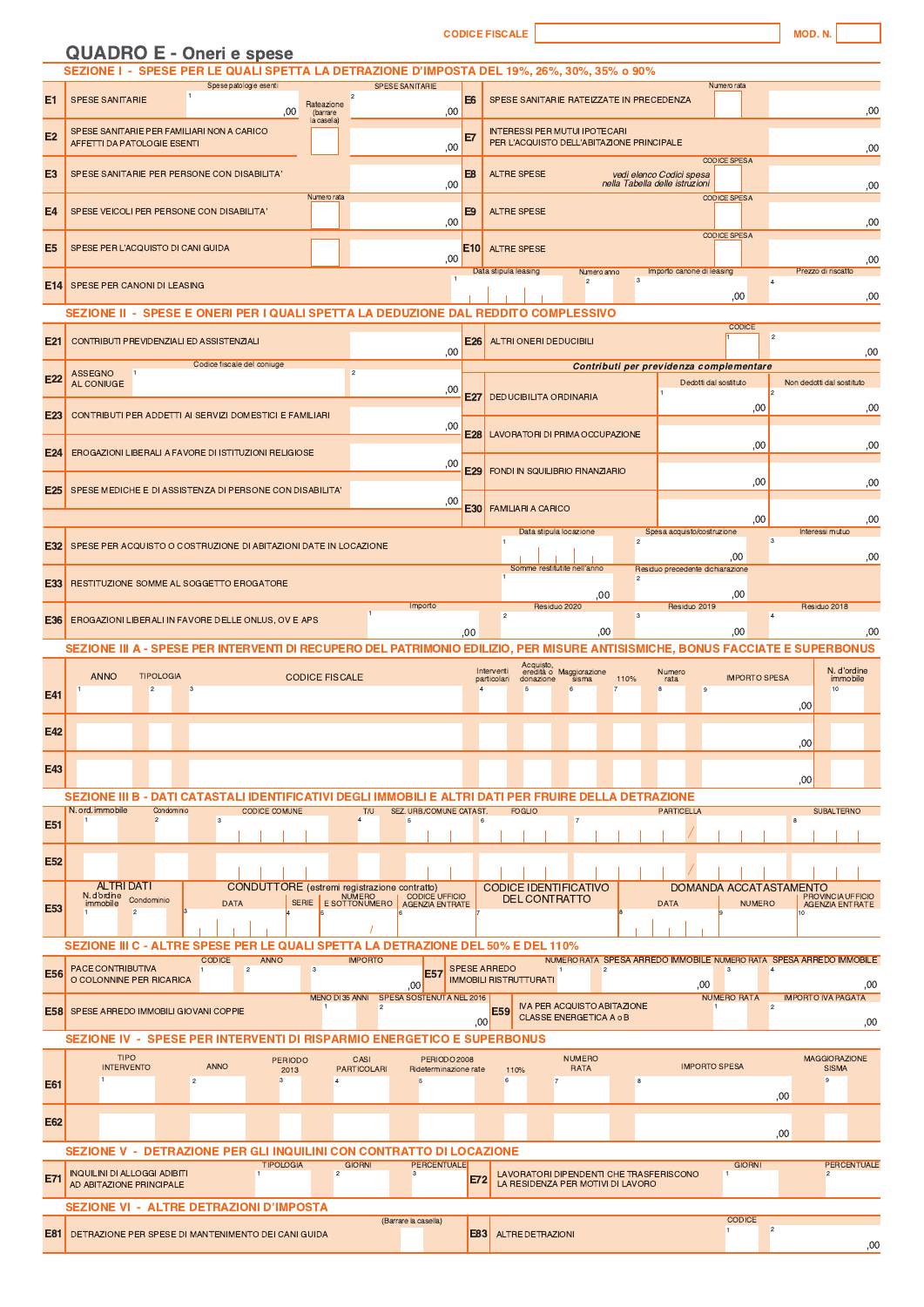CODICE FISCALE | MOD. N.

# QUADRO E - Oneri e spese

## SEZIONE I - SPESE PER LE QUALI SPETTA LA DETRAZIONE D'IMPOSTA DEL 19%, 26%, 30%, 35% o 90%

| | | | | | | |
|---|---|---|---|---|---|---|
| E1 | SPESE SANITARIE | 1 Spese patologie esenti ,00 | Rateazione (barrare la casella) | 2 SPESE SANITARIE ,00 | E6 | SPESE SANITARIE RATEIZZATE IN PRECEDENZA — Numero rata — ,00 |
| E2 | SPESE SANITARIE PER FAMILIARI NON A CARICO AFFETTI DA PATOLOGIE ESENTI | | | ,00 | E7 | INTERESSI PER MUTUI IPOTECARI PER L'ACQUISTO DELL'ABITAZIONE PRINCIPALE ,00 |
| E3 | SPESE SANITARIE PER PERSONE CON DISABILITA' | | | ,00 | E8 | ALTRE SPESE *vedi elenco Codici spesa nella Tabella delle istruzioni* — CODICE SPESA — ,00 |
| E4 | SPESE VEICOLI PER PERSONE CON DISABILITA' | | Numero rata | ,00 | E9 | ALTRE SPESE — CODICE SPESA — ,00 |
| E5 | SPESE PER L'ACQUISTO DI CANI GUIDA | | | ,00 | E10 | ALTRE SPESE — CODICE SPESA — ,00 |

| | | Data stipula leasing | Numero anno | Importo canone di leasing | Prezzo di riscatto |
|---|---|---|---|---|---|
| E14 | SPESE PER CANONI DI LEASING | 1 | 2 | 3 ,00 | 4 ,00 |

## SEZIONE II - SPESE E ONERI PER I QUALI SPETTA LA DEDUZIONE DAL REDDITO COMPLESSIVO

| | | | | | |
|---|---|---|---|---|---|
| E21 | CONTRIBUTI PREVIDENZIALI ED ASSISTENZIALI | ,00 | E26 | ALTRI ONERI DEDUCIBILI | 1 CODICE — 2 ,00 |
| E22 | ASSEGNO AL CONIUGE — 1 Codice fiscale del coniuge | 2 ,00 | | *Contributi per previdenza complementare* | |
| E23 | CONTRIBUTI PER ADDETTI AI SERVIZI DOMESTICI E FAMILIARI | ,00 | E27 | DEDUCIBILITA ORDINARIA | 1 Dedotti dal sostituto ,00 — 2 Non dedotti dal sostituto ,00 |
| E24 | EROGAZIONI LIBERALI A FAVORE DI ISTITUZIONI RELIGIOSE | ,00 | E28 | LAVORATORI DI PRIMA OCCUPAZIONE | ,00 — ,00 |
| E25 | SPESE MEDICHE E DI ASSISTENZA DI PERSONE CON DISABILITA' | ,00 | E29 | FONDI IN SQUILIBRIO FINANZIARIO | ,00 — ,00 |
| | | | E30 | FAMILIARI A CARICO | ,00 — ,00 |

| | | | | | |
|---|---|---|---|---|---|
| E32 | SPESE PER ACQUISTO O COSTRUZIONE DI ABITAZIONI DATE IN LOCAZIONE | 1 Data stipula locazione | 2 Spesa acquisto/costruzione ,00 | 3 Interessi mutuo ,00 | |
| E33 | RESTITUZIONE SOMME AL SOGGETTO EROGATORE | 1 Somme restituite nell'anno ,00 | 2 Residuo precedente dichiarazione ,00 | | |
| E36 | EROGAZIONI LIBERALI IN FAVORE DELLE ONLUS, OV E APS | 1 Importo ,00 | 2 Residuo 2020 ,00 | 3 Residuo 2019 ,00 | 4 Residuo 2018 ,00 |

## SEZIONE III A - SPESE PER INTERVENTI DI RECUPERO DEL PATRIMONIO EDILIZIO, PER MISURE ANTISISMICHE, BONUS FACCIATE E SUPERBONUS

| | ANNO | TIPOLOGIA | CODICE FISCALE | Interventi particolari | Acquisto, eredità o donazione | Maggiorazione sisma | 110% | Numero rata | IMPORTO SPESA | N. d'ordine immobile |
|---|---|---|---|---|---|---|---|---|---|---|
| E41 | 1 | 2 | 3 | 4 | 5 | 6 | 7 | 8 | 9 ,00 | 10 |
| E42 | | | | | | | | | ,00 | |
| E43 | | | | | | | | | ,00 | |

## SEZIONE III B - DATI CATASTALI IDENTIFICATIVI DEGLI IMMOBILI E ALTRI DATI PER FRUIRE DELLA DETRAZIONE

| | N. ord. immobile | Condominio | CODICE COMUNE | T/U | SEZ. URB./COMUNE CATAST. | FOGLIO | PARTICELLA | SUBALTERNO |
|---|---|---|---|---|---|---|---|---|
| E51 | 1 | 2 | 3 | 4 | 5 | 6 | 7 / | 8 |
| E52 | | | | | | | / | |

| | ALTRI DATI — N. d'ordine immobile | Condominio | CONDUTTORE (estremi registrazione contratto) — DATA | SERIE | NUMERO E SOTTONUMERO | CODICE UFFICIO AGENZIA ENTRATE | CODICE IDENTIFICATIVO DEL CONTRATTO | DOMANDA ACCATASTAMENTO — DATA | NUMERO | PROVINCIA UFFICIO AGENZIA ENTRATE |
|---|---|---|---|---|---|---|---|---|---|---|
| E53 | 1 | 2 | 3 | 4 | 5 | 6 | 7 | 8 | 9 | 10 |

## SEZIONE III C - ALTRE SPESE PER LE QUALI SPETTA LA DETRAZIONE DEL 50% E DEL 110%

| | | | | | | | | | | |
|---|---|---|---|---|---|---|---|---|---|---|
| E56 | PACE CONTRIBUTIVA O COLONNINE PER RICARICA | 1 CODICE | 2 ANNO | 3 IMPORTO ,00 | E57 | SPESE ARREDO IMMOBILI RISTRUTTURATI | 1 NUMERO RATA | 2 SPESA ARREDO IMMOBILE ,00 | 3 NUMERO RATA | 4 SPESA ARREDO IMMOBILE ,00 |
| E58 | SPESE ARREDO IMMOBILI GIOVANI COPPIE | 1 MENO DI 35 ANNI | 2 SPESA SOSTENUTA NEL 2016 ,00 | | E59 | IVA PER ACQUISTO ABITAZIONE CLASSE ENERGETICA A o B | 1 NUMERO RATA | 2 IMPORTO IVA PAGATA ,00 | | |

## SEZIONE IV - SPESE PER INTERVENTI DI RISPARMIO ENERGETICO E SUPERBONUS

| | TIPO INTERVENTO | ANNO | PERIODO 2013 | CASI PARTICOLARI | PERIODO 2008 Rideterminazione rate | 110% | NUMERO RATA | IMPORTO SPESA | MAGGIORAZIONE SISMA |
|---|---|---|---|---|---|---|---|---|---|
| E61 | 1 | 2 | 3 | 4 | 5 | 6 | 7 | 8 ,00 | 9 |
| E62 | | | | | | | | ,00 | |

## SEZIONE V - DETRAZIONE PER GLI INQUILINI CON CONTRATTO DI LOCAZIONE

| | | TIPOLOGIA | GIORNI | PERCENTUALE | | | GIORNI | PERCENTUALE |
|---|---|---|---|---|---|---|---|---|
| E71 | INQUILINI DI ALLOGGI ADIBITI AD ABITAZIONE PRINCIPALE | 1 | 2 | 3 | E72 | LAVORATORI DIPENDENTI CHE TRASFERISCONO LA RESIDENZA PER MOTIVI DI LAVORO | 1 | 2 |

## SEZIONE VI - ALTRE DETRAZIONI D'IMPOSTA

| | | | | | |
|---|---|---|---|---|---|
| E81 | DETRAZIONE PER SPESE DI MANTENIMENTO DEI CANI GUIDA | (Barrare la casella) | E83 | ALTRE DETRAZIONI | 1 CODICE — 2 ,00 |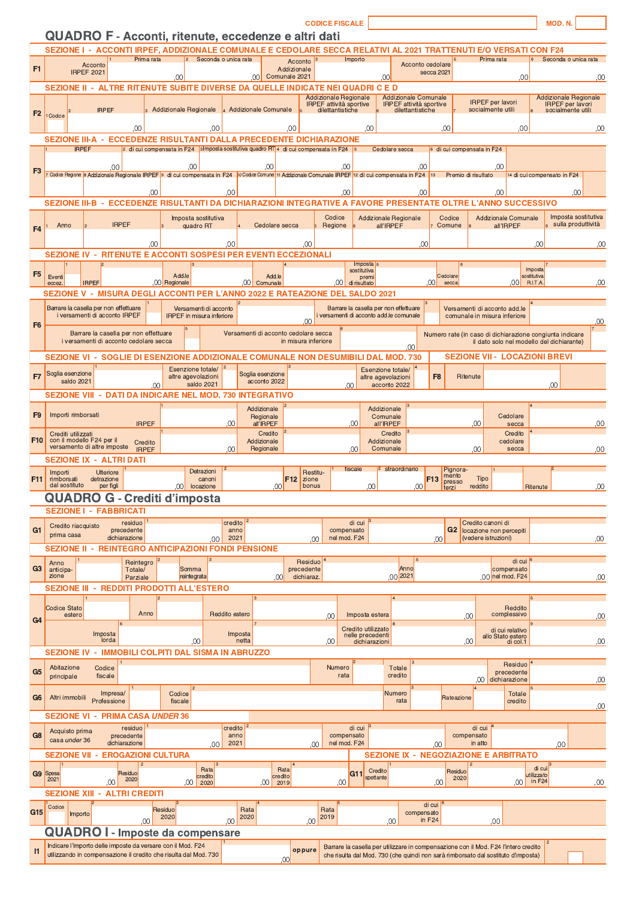CODICE FISCALE | MOD. N.

# QUADRO F - Acconti, ritenute, eccedenze e altri dati

## SEZIONE I - ACCONTI IRPEF, ADDIZIONALE COMUNALE E CEDOLARE SECCA RELATIVI AL 2021 TRATTENUTI E/O VERSATI CON F24

| | | | | | | | |
|---|---|---|---|---|---|---|---|
| F1 | Acconto IRPEF 2021 | 1 Prima rata ,00 | 2 Seconda o unica rata ,00 | Acconto Addizionale Comunale 2021 | 3 Importo ,00 | Acconto cedolare secca 2021 | 5 Prima rata ,00 | 6 Seconda o unica rata ,00 |

## SEZIONE II - ALTRE RITENUTE SUBITE DIVERSE DA QUELLE INDICATE NEI QUADRI C E D

| | 1 Codice | 2 IRPEF | 3 Addizionale Regionale | 4 Addizionale Comunale | 5 Addizionale Regionale IRPEF attività sportive dilettantistiche | 6 Addizionale Comunale IRPEF attività sportive dilettantistiche | 7 IRPEF per lavori socialmente utili | 8 Addizionale Regionale IRPEF per lavori socialmente utili |
|---|---|---|---|---|---|---|---|---|
| F2 | | ,00 | ,00 | ,00 | ,00 | ,00 | ,00 | ,00 |

## SEZIONE III-A - ECCEDENZE RISULTANTI DALLA PRECEDENTE DICHIARAZIONE

| | | | | | | | |
|---|---|---|---|---|---|---|---|
| F3 | 1 IRPEF ,00 | 2 di cui compensata in F24 ,00 | 3 Imposta sostitutiva quadro RT ,00 | 4 di cui compensata in F24 ,00 | 5 Cedolare secca ,00 | 6 di cui compensata in F24 ,00 | |
| | 7 Codice Regione | 8 Addizionale Regionale IRPEF ,00 | 9 di cui compensata in F24 ,00 | 10 Codice Comune | 11 Addizionale Comunale IRPEF ,00 | 12 di cui compensata in F24 ,00 | 13 Premio di risultato ,00 | 14 di cui compensato in F24 ,00 |

## SEZIONE III-B - ECCEDENZE RISULTANTI DA DICHIARAZIONI INTEGRATIVE A FAVORE PRESENTATE OLTRE L'ANNO SUCCESSIVO

| | 1 Anno | 2 IRPEF | 3 Imposta sostitutiva quadro RT | 4 Cedolare secca | 5 Codice Regione | 6 Addizionale Regionale all'IRPEF | 7 Codice Comune | 8 Addizionale Comunale all'IRPEF | 9 Imposta sostitutiva sulla produttività |
|---|---|---|---|---|---|---|---|---|---|
| F4 | | ,00 | ,00 | ,00 | | ,00 | | ,00 | ,00 |

## SEZIONE IV - RITENUTE E ACCONTI SOSPESI PER EVENTI ECCEZIONALI

| | 1 Eventi eccez. | 2 IRPEF | 3 Add.le Regionale | 4 Add.le Comunale | 5 Imposta sostitutiva premi di risultato | 6 Cedolare secca | 7 Imposta sostitutiva R.I.T.A. |
|---|---|---|---|---|---|---|---|
| F5 | | ,00 | ,00 | ,00 | ,00 | ,00 | ,00 |

## SEZIONE V - MISURA DEGLI ACCONTI PER L'ANNO 2022 E RATEAZIONE DEL SALDO 2021

| | | | | |
|---|---|---|---|---|
| F6 | 1 Barrare la casella per non effettuare i versamenti di acconto IRPEF | 2 Versamenti di acconto IRPEF in misura inferiore ,00 | 3 Barrare la casella per non effettuare i versamenti di acconto add.le comunale | 4 Versamenti di acconto add.le comunale in misura inferiore ,00 |
| | 5 Barrare la casella per non effettuare i versamenti di acconto cedolare secca | 6 Versamenti di acconto cedolare secca in misura inferiore ,00 | 7 Numero rate (in caso di dichiarazione congiunta indicare il dato solo nel modello del dichiarante) | |

## SEZIONE VI - SOGLIE DI ESENZIONE ADDIZIONALE COMUNALE NON DESUMIBILI DAL MOD. 730

| | | | | |
|---|---|---|---|---|
| F7 | 1 Soglia esenzione saldo 2021 ,00 | 2 Esenzione totale/altre agevolazioni saldo 2021 | 3 Soglia esenzione acconto 2022 ,00 | 4 Esenzione totale/altre agevolazioni acconto 2022 |

## SEZIONE VII - LOCAZIONI BREVI

| | |
|---|---|
| F8 | Ritenute ,00 |

## SEZIONE VIII - DATI DA INDICARE NEL MOD. 730 INTEGRATIVO

| | | | | | |
|---|---|---|---|---|---|
| F9 | Importi rimborsati | 1 IRPEF ,00 | 2 Addizionale Regionale all'IRPEF ,00 | 3 Addizionale Comunale all'IRPEF ,00 | 4 Cedolare secca ,00 |
| F10 | Crediti utilizzati con il modello F24 per il versamento di altre imposte | 1 Credito IRPEF ,00 | 2 Credito Addizionale Regionale ,00 | 3 Credito Addizionale Comunale ,00 | 4 Credito cedolare secca ,00 |

## SEZIONE IX - ALTRI DATI

| | | | | | | | | |
|---|---|---|---|---|---|---|---|---|
| F11 | Importi rimborsati dal sostituto | 1 Ulteriore detrazione per figli ,00 | 2 Detrazioni canoni locazione ,00 | F12 | Restituzione bonus | 1 fiscale ,00 | 2 straordinario ,00 | F13 | Pignoramento presso terzi | 1 Tipo reddito | 2 Ritenute ,00 |

# QUADRO G - Crediti d'imposta

## SEZIONE I - FABBRICATI

| | | | | | |
|---|---|---|---|---|---|
| G1 | Credito riacquisto prima casa | 1 residuo precedente dichiarazione ,00 | 2 credito anno 2021 ,00 | 3 di cui compensato nel mod. F24 ,00 | G2 Credito canoni di locazione non percepiti (vedere istruzioni) ,00 |

## SEZIONE II - REINTEGRO ANTICIPAZIONI FONDI PENSIONE

| | | | | | | |
|---|---|---|---|---|---|---|
| G3 | 1 Anno anticipazione | 2 Reintegro Totale/Parziale | 3 Somma reintegrata ,00 | 4 Residuo precedente dichiaraz. ,00 | 5 Anno 2021 ,00 | 6 di cui compensato nel mod. F24 ,00 |

## SEZIONE III - REDDITI PRODOTTI ALL'ESTERO

| | | | | | |
|---|---|---|---|---|---|
| G4 | 1 Codice Stato estero | 2 Anno | 3 Reddito estero ,00 | 4 Imposta estera ,00 | 5 Reddito complessivo ,00 |
| | 6 Imposta lorda ,00 | 7 Imposta netta ,00 | 8 Credito utilizzato nelle precedenti dichiarazioni ,00 | 9 di cui relativo allo Stato estero di col.1 ,00 | |

## SEZIONE IV - IMMOBILI COLPITI DAL SISMA IN ABRUZZO

| | | | | | | |
|---|---|---|---|---|---|---|
| G5 | Abitazione principale | 1 Codice fiscale | 2 Numero rata | 3 Totale credito ,00 | 4 Residuo precedente dichiarazione ,00 | |
| G6 | Altri immobili | 1 Impresa/Professione | 2 Codice fiscale | 3 Numero rata | 4 Rateazione | 5 Totale credito ,00 |

## SEZIONE VI - PRIMA CASA *UNDER* 36

| | | | | | |
|---|---|---|---|---|---|
| G8 | Acquisto prima casa *under* 36 | 1 residuo precedente dichiarazione ,00 | 2 credito anno 2021 ,00 | 3 di cui compensato nel mod. F24 ,00 | 4 di cui compensato in atto ,00 |

## SEZIONE VII - EROGAZIONI CULTURA

| | | | | |
|---|---|---|---|---|
| G9 | 1 Spesa 2021 ,00 | 2 Residuo 2020 ,00 | 3 Rata credito 2020 ,00 | 4 Rata credito 2019 ,00 |

## SEZIONE IX - NEGOZIAZIONE E ARBITRATO

| | | | |
|---|---|---|---|
| G11 | 1 Credito spettante ,00 | 2 Residuo 2020 ,00 | 3 di cui utilizzato in F24 ,00 |

## SEZIONE XIII - ALTRI CREDITI

| | | | | | | |
|---|---|---|---|---|---|---|
| G15 | 1 Codice | 2 Importo ,00 | 3 Residuo 2020 ,00 | 4 Rata 2020 ,00 | 5 Rata 2019 ,00 | 6 di cui compensato in F24 ,00 |

# QUADRO I - Imposte da compensare

| | | | |
|---|---|---|---|
| I1 | Indicare l'importo delle imposte da versare con il Mod. F24 utilizzando in compensazione il credito che risulta dal Mod. 730 | 1 ,00 | **oppure** Barrare la casella per utilizzare in compensazione con il Mod. F24 l'intero credito che risulta dal Mod. 730 (che quindi non sarà rimborsato dal sostituto d'imposta) 2 |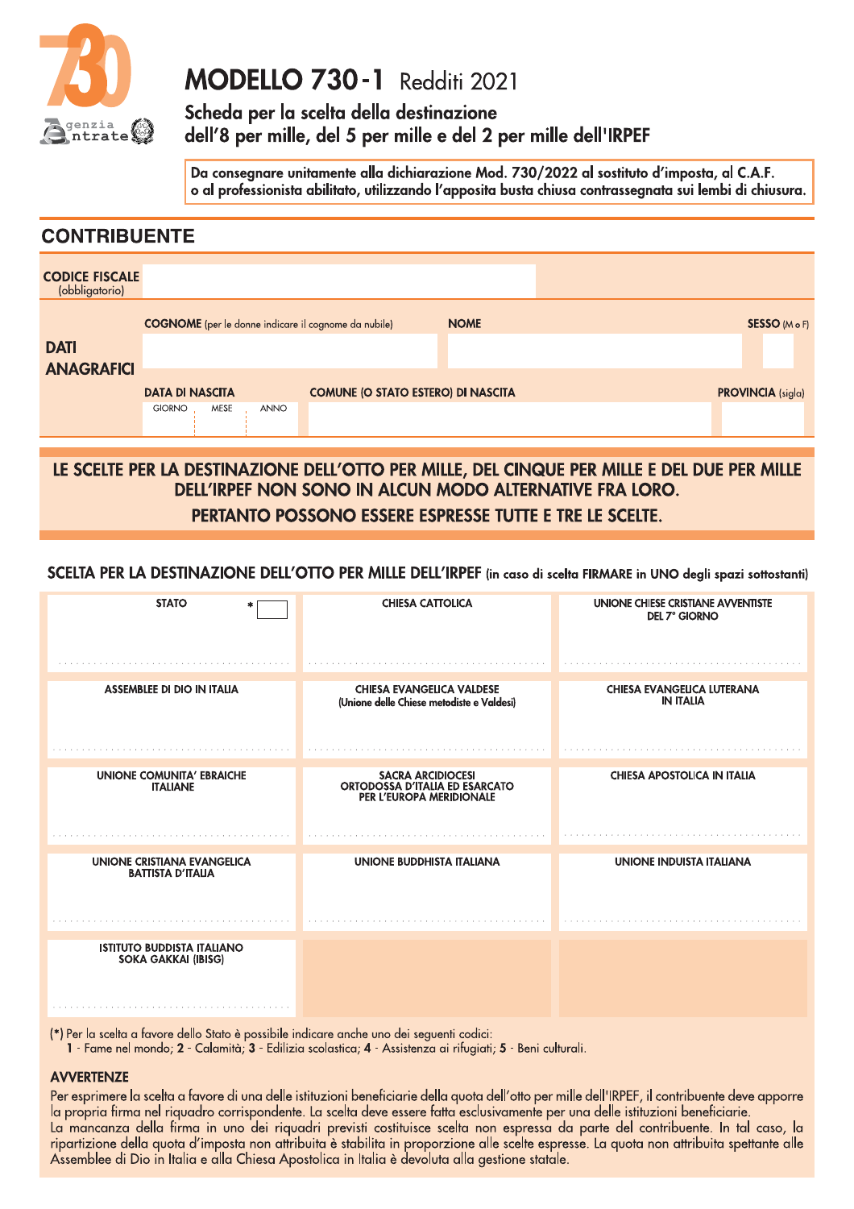# MODELLO 730-1 Redditi 2021

## Scheda per la scelta della destinazione dell'8 per mille, del 5 per mille e del 2 per mille dell'IRPEF

**Da consegnare unitamente alla dichiarazione Mod. 730/2022 al sostituto d'imposta, al C.A.F. o al professionista abilitato, utilizzando l'apposita busta chiusa contrassegnata sui lembi di chiusura.**

## CONTRIBUENTE

**CODICE FISCALE** (obbligatorio)

**DATI ANAGRAFICI**

| COGNOME (per le donne indicare il cognome da nubile) | NOME | SESSO (M o F) |
|---|---|---|
| | | |

| DATA DI NASCITA (GIORNO / MESE / ANNO) | COMUNE (O STATO ESTERO) DI NASCITA | PROVINCIA (sigla) |
|---|---|---|
| | | |

**LE SCELTE PER LA DESTINAZIONE DELL'OTTO PER MILLE, DEL CINQUE PER MILLE E DEL DUE PER MILLE DELL'IRPEF NON SONO IN ALCUN MODO ALTERNATIVE FRA LORO. PERTANTO POSSONO ESSERE ESPRESSE TUTTE E TRE LE SCELTE.**

### SCELTA PER LA DESTINAZIONE DELL'OTTO PER MILLE DELL'IRPEF (in caso di scelta FIRMARE in UNO degli spazi sottostanti)

| | | |
|---|---|---|
| STATO * | CHIESA CATTOLICA | UNIONE CHIESE CRISTIANE AVVENTISTE DEL 7° GIORNO |
| ASSEMBLEE DI DIO IN ITALIA | CHIESA EVANGELICA VALDESE (Unione delle Chiese metodiste e Valdesi) | CHIESA EVANGELICA LUTERANA IN ITALIA |
| UNIONE COMUNITA' EBRAICHE ITALIANE | SACRA ARCIDIOCESI ORTODOSSA D'ITALIA ED ESARCATO PER L'EUROPA MERIDIONALE | CHIESA APOSTOLICA IN ITALIA |
| UNIONE CRISTIANA EVANGELICA BATTISTA D'ITALIA | UNIONE BUDDHISTA ITALIANA | UNIONE INDUISTA ITALIANA |
| ISTITUTO BUDDISTA ITALIANO SOKA GAKKAI (IBISG) | | |

(*) Per la scelta a favore dello Stato è possibile indicare anche uno dei seguenti codici:
**1** - Fame nel mondo; **2** - Calamità; **3** - Edilizia scolastica; **4** - Assistenza ai rifugiati; **5** - Beni culturali.

#### AVVERTENZE

Per esprimere la scelta a favore di una delle istituzioni beneficiarie della quota dell'otto per mille dell'IRPEF, il contribuente deve apporre la propria firma nel riquadro corrispondente. La scelta deve essere fatta esclusivamente per una delle istituzioni beneficiarie.
La mancanza della firma in uno dei riquadri previsti costituisce scelta non espressa da parte del contribuente. In tal caso, la ripartizione della quota d'imposta non attribuita è stabilita in proporzione alle scelte espresse. La quota non attribuita spettante alle Assemblee di Dio in Italia e alla Chiesa Apostolica in Italia è devoluta alla gestione statale.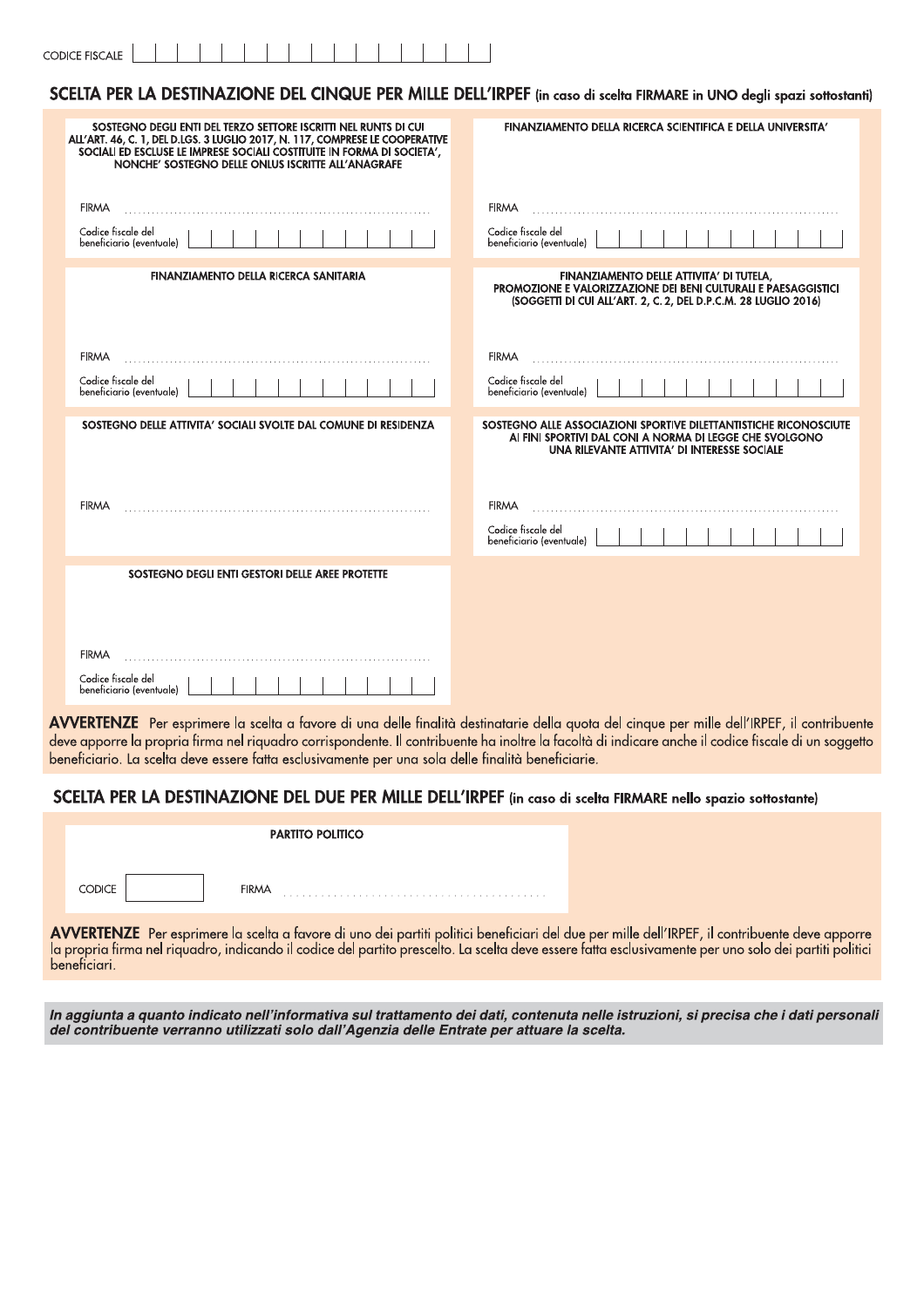CODICE FISCALE

## SCELTA PER LA DESTINAZIONE DEL CINQUE PER MILLE DELL'IRPEF (in caso di scelta FIRMARE in UNO degli spazi sottostanti)

**SOSTEGNO DEGLI ENTI DEL TERZO SETTORE ISCRITTI NEL RUNTS DI CUI ALL'ART. 46, C. 1, DEL D.LGS. 3 LUGLIO 2017, N. 117, COMPRESE LE COOPERATIVE SOCIALI ED ESCLUSE LE IMPRESE SOCIALI COSTITUITE IN FORMA DI SOCIETA', NONCHE' SOSTEGNO DELLE ONLUS ISCRITTE ALL'ANAGRAFE**

FIRMA ..................................................................

Codice fiscale del beneficiario (eventuale)

**FINANZIAMENTO DELLA RICERCA SCIENTIFICA E DELLA UNIVERSITA'**

FIRMA ..................................................................

Codice fiscale del beneficiario (eventuale)

**FINANZIAMENTO DELLA RICERCA SANITARIA**

FIRMA ..................................................................

Codice fiscale del beneficiario (eventuale)

**FINANZIAMENTO DELLE ATTIVITA' DI TUTELA, PROMOZIONE E VALORIZZAZIONE DEI BENI CULTURALI E PAESAGGISTICI (SOGGETTI DI CUI ALL'ART. 2, C. 2, DEL D.P.C.M. 28 LUGLIO 2016)**

FIRMA ..................................................................

Codice fiscale del beneficiario (eventuale)

**SOSTEGNO DELLE ATTIVITA' SOCIALI SVOLTE DAL COMUNE DI RESIDENZA**

FIRMA ..................................................................

**SOSTEGNO ALLE ASSOCIAZIONI SPORTIVE DILETTANTISTICHE RICONOSCIUTE AI FINI SPORTIVI DAL CONI A NORMA DI LEGGE CHE SVOLGONO UNA RILEVANTE ATTIVITA' DI INTERESSE SOCIALE**

FIRMA ..................................................................

Codice fiscale del beneficiario (eventuale)

**SOSTEGNO DEGLI ENTI GESTORI DELLE AREE PROTETTE**

FIRMA ..................................................................

Codice fiscale del beneficiario (eventuale)

**AVVERTENZE** Per esprimere la scelta a favore di una delle finalità destinatarie della quota del cinque per mille dell'IRPEF, il contribuente deve apporre la propria firma nel riquadro corrispondente. Il contribuente ha inoltre la facoltà di indicare anche il codice fiscale di un soggetto beneficiario. La scelta deve essere fatta esclusivamente per una sola delle finalità beneficiarie.

## SCELTA PER LA DESTINAZIONE DEL DUE PER MILLE DELL'IRPEF (in caso di scelta FIRMARE nello spazio sottostante)

**PARTITO POLITICO**

CODICE FIRMA ..........................................

**AVVERTENZE** Per esprimere la scelta a favore di uno dei partiti politici beneficiari del due per mille dell'IRPEF, il contribuente deve apporre la propria firma nel riquadro, indicando il codice del partito prescelto. La scelta deve essere fatta esclusivamente per uno solo dei partiti politici beneficiari.

***In aggiunta a quanto indicato nell'informativa sul trattamento dei dati, contenuta nelle istruzioni, si precisa che i dati personali del contribuente verranno utilizzati solo dall'Agenzia delle Entrate per attuare la scelta.***